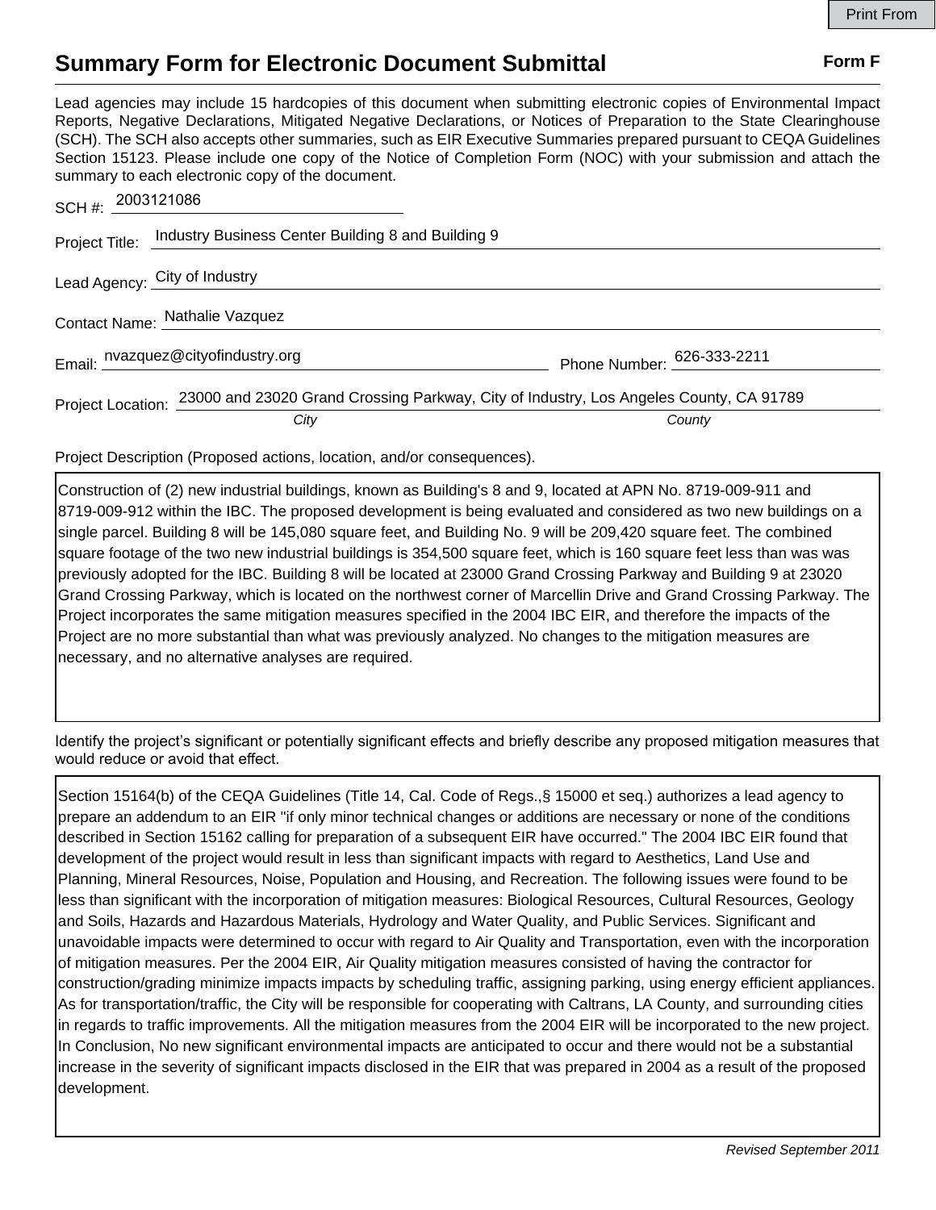# Summary Form for Electronic Document Submittal

**Form F**

Lead agencies may include 15 hardcopies of this document when submitting electronic copies of Environmental Impact Reports, Negative Declarations, Mitigated Negative Declarations, or Notices of Preparation to the State Clearinghouse (SCH). The SCH also accepts other summaries, such as EIR Executive Summaries prepared pursuant to CEQA Guidelines Section 15123. Please include one copy of the Notice of Completion Form (NOC) with your submission and attach the summary to each electronic copy of the document.

SCH #: 2003121086

Project Title: Industry Business Center Building 8 and Building 9

Lead Agency: City of Industry

Contact Name: Nathalie Vazquez

Email: nvazquez@cityofindustry.org Phone Number: 626-333-2211

Project Location: 23000 and 23020 Grand Crossing Parkway, City of Industry, Los Angeles County, CA 91789
*City* *County*

Project Description (Proposed actions, location, and/or consequences).

Construction of (2) new industrial buildings, known as Building's 8 and 9, located at APN No. 8719-009-911 and 8719-009-912 within the IBC. The proposed development is being evaluated and considered as two new buildings on a single parcel. Building 8 will be 145,080 square feet, and Building No. 9 will be 209,420 square feet. The combined square footage of the two new industrial buildings is 354,500 square feet, which is 160 square feet less than was was previously adopted for the IBC. Building 8 will be located at 23000 Grand Crossing Parkway and Building 9 at 23020 Grand Crossing Parkway, which is located on the northwest corner of Marcellin Drive and Grand Crossing Parkway. The Project incorporates the same mitigation measures specified in the 2004 IBC EIR, and therefore the impacts of the Project are no more substantial than what was previously analyzed. No changes to the mitigation measures are necessary, and no alternative analyses are required.

Identify the project's significant or potentially significant effects and briefly describe any proposed mitigation measures that would reduce or avoid that effect.

Section 15164(b) of the CEQA Guidelines (Title 14, Cal. Code of Regs.,§ 15000 et seq.) authorizes a lead agency to prepare an addendum to an EIR "if only minor technical changes or additions are necessary or none of the conditions described in Section 15162 calling for preparation of a subsequent EIR have occurred." The 2004 IBC EIR found that development of the project would result in less than significant impacts with regard to Aesthetics, Land Use and Planning, Mineral Resources, Noise, Population and Housing, and Recreation. The following issues were found to be less than significant with the incorporation of mitigation measures: Biological Resources, Cultural Resources, Geology and Soils, Hazards and Hazardous Materials, Hydrology and Water Quality, and Public Services. Significant and unavoidable impacts were determined to occur with regard to Air Quality and Transportation, even with the incorporation of mitigation measures. Per the 2004 EIR, Air Quality mitigation measures consisted of having the contractor for construction/grading minimize impacts impacts by scheduling traffic, assigning parking, using energy efficient appliances. As for transportation/traffic, the City will be responsible for cooperating with Caltrans, LA County, and surrounding cities in regards to traffic improvements. All the mitigation measures from the 2004 EIR will be incorporated to the new project. In Conclusion, No new significant environmental impacts are anticipated to occur and there would not be a substantial increase in the severity of significant impacts disclosed in the EIR that was prepared in 2004 as a result of the proposed development.

*Revised September 2011*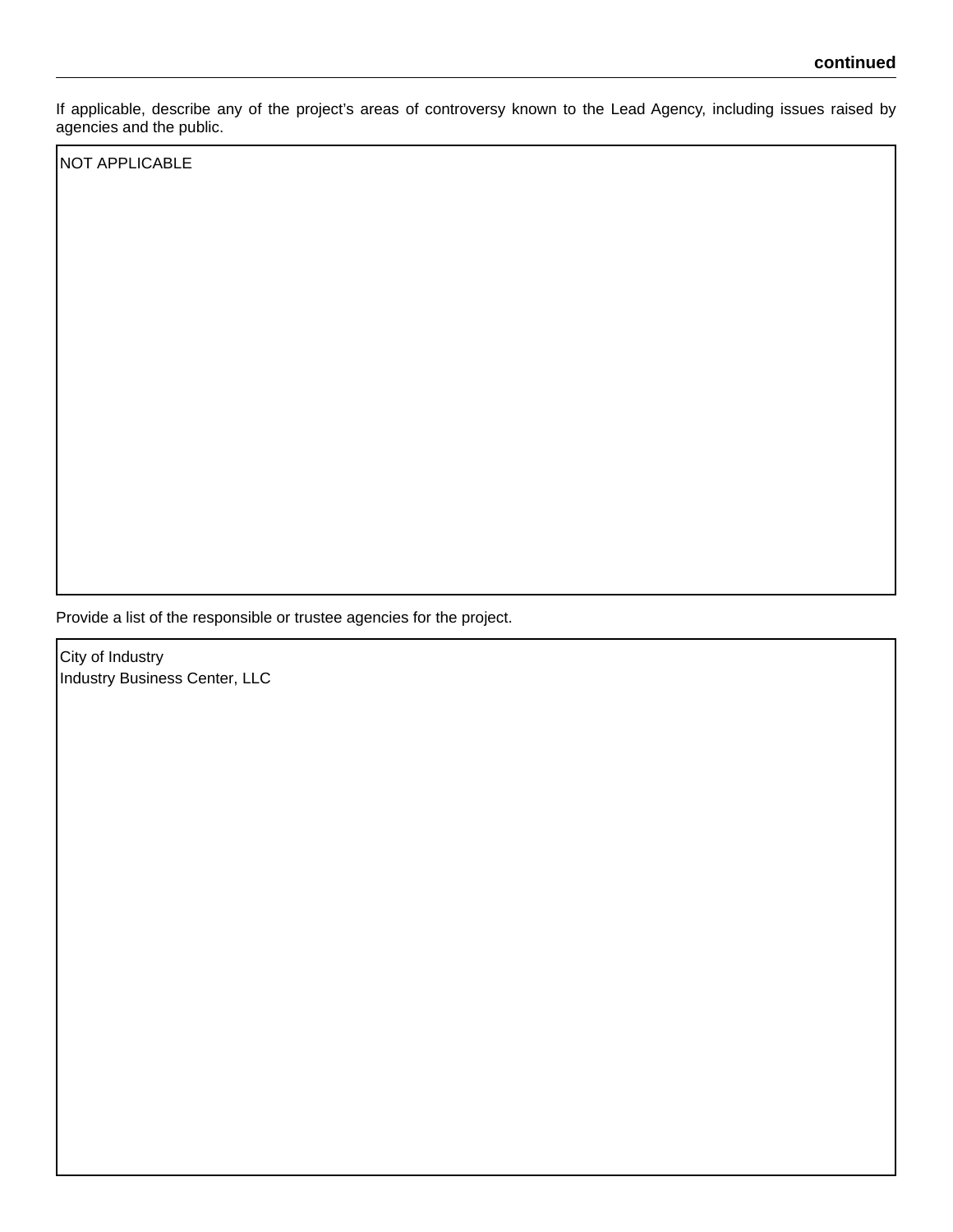**continued**

If applicable, describe any of the project's areas of controversy known to the Lead Agency, including issues raised by agencies and the public.

NOT APPLICABLE

Provide a list of the responsible or trustee agencies for the project.

City of Industry
Industry Business Center, LLC